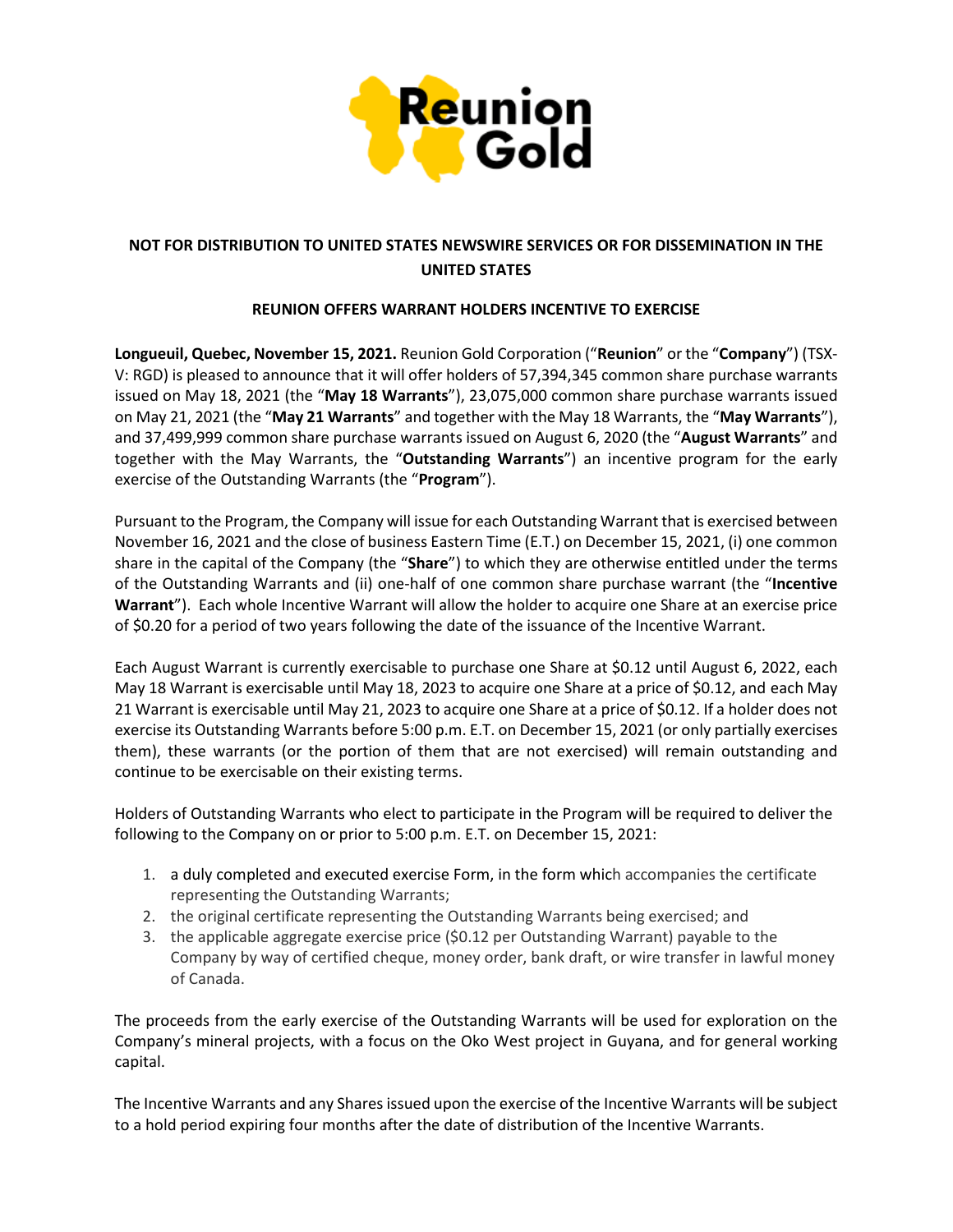**NOT FOR DISTRIBUTION TO UNITED STATES NEWSWIRE SERVICES OR FOR DISSEMINATION IN THE UNITED STATES**

**REUNION OFFERS WARRANT HOLDERS INCENTIVE TO EXERCISE**

**Longueuil, Quebec, November 15, 2021.** Reunion Gold Corporation ("**Reunion**" or the "**Company**") (TSX-V: RGD) is pleased to announce that it will offer holders of 57,394,345 common share purchase warrants issued on May 18, 2021 (the "**May 18 Warrants**"), 23,075,000 common share purchase warrants issued on May 21, 2021 (the "**May 21 Warrants**" and together with the May 18 Warrants, the "**May Warrants**"), and 37,499,999 common share purchase warrants issued on August 6, 2020 (the "**August Warrants**" and together with the May Warrants, the "**Outstanding Warrants**") an incentive program for the early exercise of the Outstanding Warrants (the "**Program**").

Pursuant to the Program, the Company will issue for each Outstanding Warrant that is exercised between November 16, 2021 and the close of business Eastern Time (E.T.) on December 15, 2021, (i) one common share in the capital of the Company (the "**Share**") to which they are otherwise entitled under the terms of the Outstanding Warrants and (ii) one-half of one common share purchase warrant (the "**Incentive Warrant**"). Each whole Incentive Warrant will allow the holder to acquire one Share at an exercise price of $0.20 for a period of two years following the date of the issuance of the Incentive Warrant.

Each August Warrant is currently exercisable to purchase one Share at $0.12 until August 6, 2022, each May 18 Warrant is exercisable until May 18, 2023 to acquire one Share at a price of $0.12, and each May 21 Warrant is exercisable until May 21, 2023 to acquire one Share at a price of $0.12. If a holder does not exercise its Outstanding Warrants before 5:00 p.m. E.T. on December 15, 2021 (or only partially exercises them), these warrants (or the portion of them that are not exercised) will remain outstanding and continue to be exercisable on their existing terms.

Holders of Outstanding Warrants who elect to participate in the Program will be required to deliver the following to the Company on or prior to 5:00 p.m. E.T. on December 15, 2021:

1. a duly completed and executed exercise Form, in the form which accompanies the certificate representing the Outstanding Warrants;
2. the original certificate representing the Outstanding Warrants being exercised; and
3. the applicable aggregate exercise price ($0.12 per Outstanding Warrant) payable to the Company by way of certified cheque, money order, bank draft, or wire transfer in lawful money of Canada.

The proceeds from the early exercise of the Outstanding Warrants will be used for exploration on the Company's mineral projects, with a focus on the Oko West project in Guyana, and for general working capital.

The Incentive Warrants and any Shares issued upon the exercise of the Incentive Warrants will be subject to a hold period expiring four months after the date of distribution of the Incentive Warrants.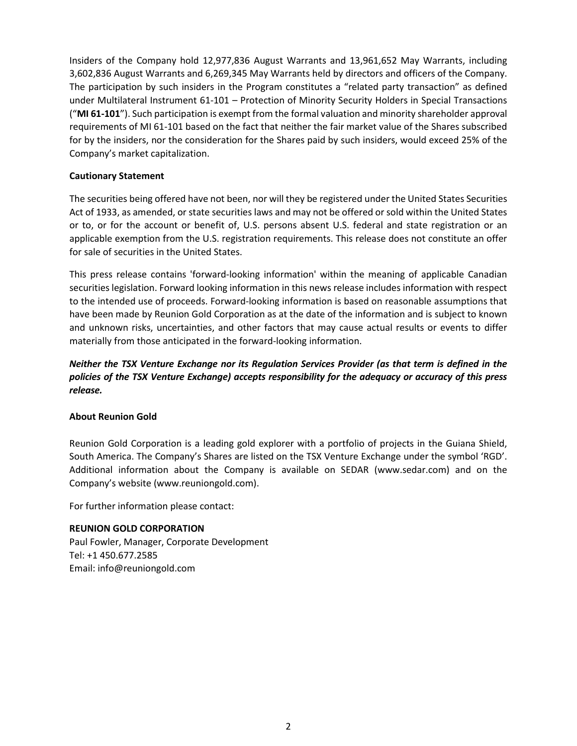Insiders of the Company hold 12,977,836 August Warrants and 13,961,652 May Warrants, including 3,602,836 August Warrants and 6,269,345 May Warrants held by directors and officers of the Company. The participation by such insiders in the Program constitutes a "related party transaction" as defined under Multilateral Instrument 61-101 – Protection of Minority Security Holders in Special Transactions ("**MI 61-101**"). Such participation is exempt from the formal valuation and minority shareholder approval requirements of MI 61-101 based on the fact that neither the fair market value of the Shares subscribed for by the insiders, nor the consideration for the Shares paid by such insiders, would exceed 25% of the Company's market capitalization.

**Cautionary Statement**

The securities being offered have not been, nor will they be registered under the United States Securities Act of 1933, as amended, or state securities laws and may not be offered or sold within the United States or to, or for the account or benefit of, U.S. persons absent U.S. federal and state registration or an applicable exemption from the U.S. registration requirements. This release does not constitute an offer for sale of securities in the United States.

This press release contains 'forward-looking information' within the meaning of applicable Canadian securities legislation. Forward looking information in this news release includes information with respect to the intended use of proceeds. Forward-looking information is based on reasonable assumptions that have been made by Reunion Gold Corporation as at the date of the information and is subject to known and unknown risks, uncertainties, and other factors that may cause actual results or events to differ materially from those anticipated in the forward-looking information.

***Neither the TSX Venture Exchange nor its Regulation Services Provider (as that term is defined in the policies of the TSX Venture Exchange) accepts responsibility for the adequacy or accuracy of this press release.***

**About Reunion Gold**

Reunion Gold Corporation is a leading gold explorer with a portfolio of projects in the Guiana Shield, South America. The Company's Shares are listed on the TSX Venture Exchange under the symbol 'RGD'. Additional information about the Company is available on SEDAR (www.sedar.com) and on the Company's website (www.reuniongold.com).

For further information please contact:

**REUNION GOLD CORPORATION**
Paul Fowler, Manager, Corporate Development
Tel: +1 450.677.2585
Email: info@reuniongold.com